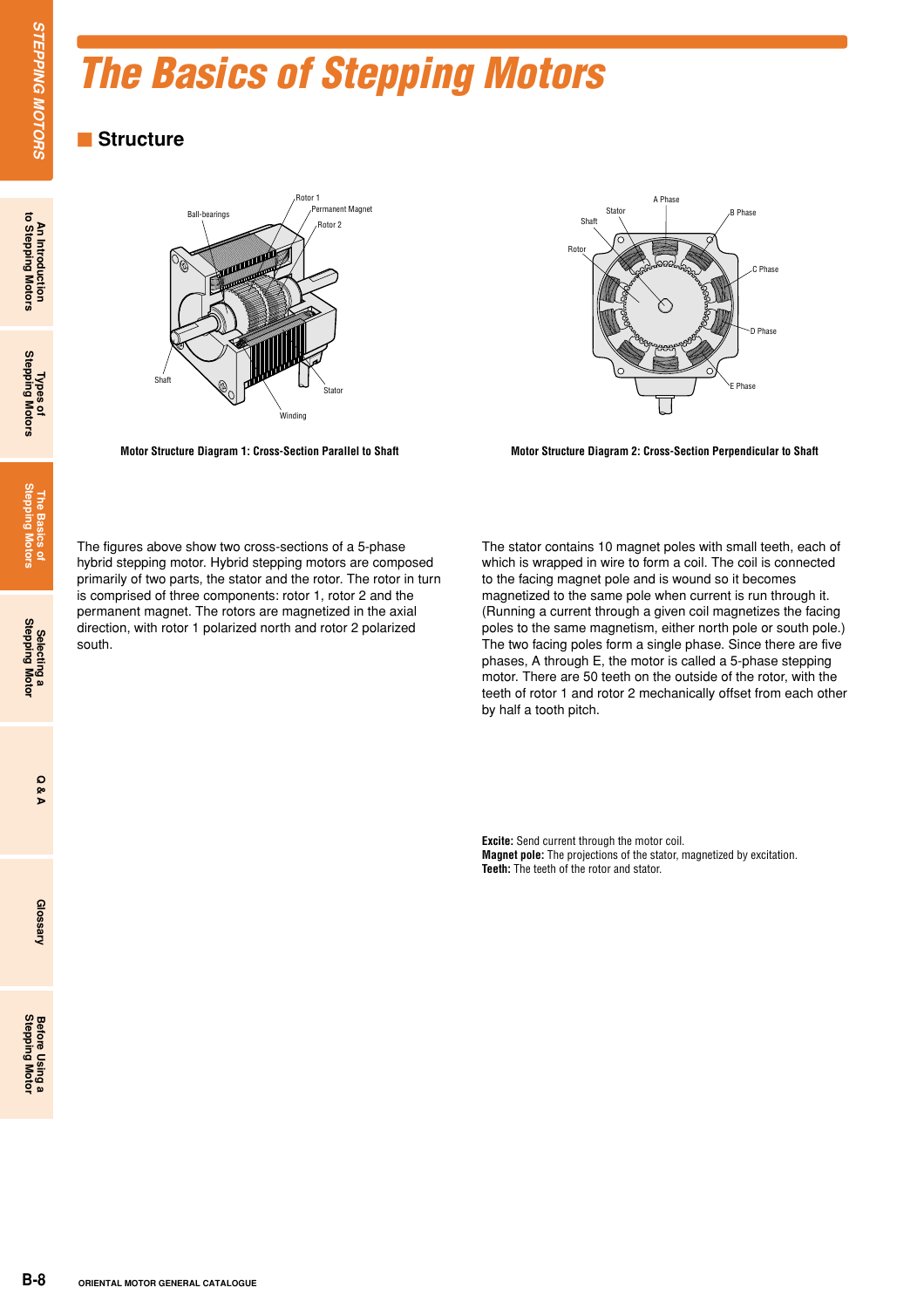# The Basics of Stepping Motors

## Structure

Motor Structure Diagram 1: Cross-Section Parallel to Shaft

Motor Structure Diagram 2: Cross-Section Perpendicular to Shaft

The figures above show two cross-sections of a 5-phase hybrid stepping motor. Hybrid stepping motors are composed primarily of two parts, the stator and the rotor. The rotor in turn is comprised of three components: rotor 1, rotor 2 and the permanent magnet. The rotors are magnetized in the axial direction, with rotor 1 polarized north and rotor 2 polarized south.

The stator contains 10 magnet poles with small teeth, each of which is wrapped in wire to form a coil. The coil is connected to the facing magnet pole and is wound so it becomes magnetized to the same pole when current is run through it. (Running a current through a given coil magnetizes the facing poles to the same magnetism, either north pole or south pole.) The two facing poles form a single phase. Since there are five phases, A through E, the motor is called a 5-phase stepping motor. There are 50 teeth on the outside of the rotor, with the teeth of rotor 1 and rotor 2 mechanically offset from each other by half a tooth pitch.

**Excite:** Send current through the motor coil.
**Magnet pole:** The projections of the stator, magnetized by excitation.
**Teeth:** The teeth of the rotor and stator.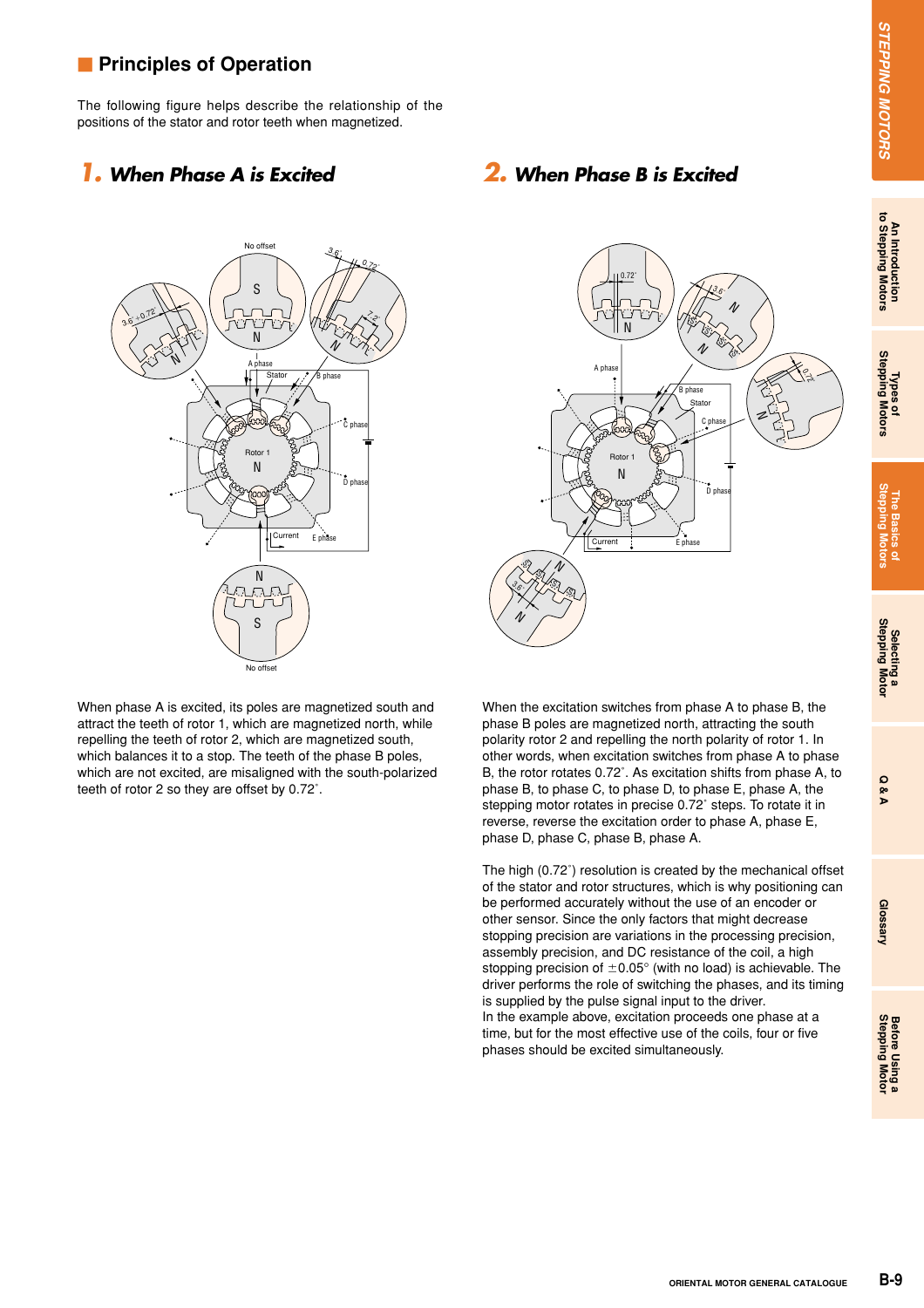## Principles of Operation

The following figure helps describe the relationship of the positions of the stator and rotor teeth when magnetized.

### 1. When Phase A is Excited

When phase A is excited, its poles are magnetized south and attract the teeth of rotor 1, which are magnetized north, while repelling the teeth of rotor 2, which are magnetized south, which balances it to a stop. The teeth of the phase B poles, which are not excited, are misaligned with the south-polarized teeth of rotor 2 so they are offset by 0.72˚.

### 2. When Phase B is Excited

When the excitation switches from phase A to phase B, the phase B poles are magnetized north, attracting the south polarity rotor 2 and repelling the north polarity of rotor 1. In other words, when excitation switches from phase A to phase B, the rotor rotates 0.72˚. As excitation shifts from phase A, to phase B, to phase C, to phase D, to phase E, phase A, the stepping motor rotates in precise 0.72˚ steps. To rotate it in reverse, reverse the excitation order to phase A, phase E, phase D, phase C, phase B, phase A.

The high (0.72˚) resolution is created by the mechanical offset of the stator and rotor structures, which is why positioning can be performed accurately without the use of an encoder or other sensor. Since the only factors that might decrease stopping precision are variations in the processing precision, assembly precision, and DC resistance of the coil, a high stopping precision of ±0.05° (with no load) is achievable. The driver performs the role of switching the phases, and its timing is supplied by the pulse signal input to the driver.
In the example above, excitation proceeds one phase at a time, but for the most effective use of the coils, four or five phases should be excited simultaneously.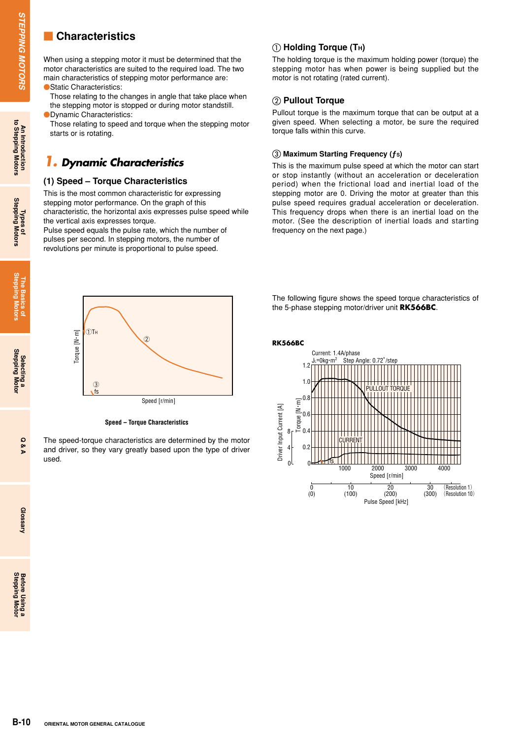## Characteristics

When using a stepping motor it must be determined that the motor characteristics are suited to the required load. The two main characteristics of stepping motor performance are:

- Static Characteristics:
  Those relating to the changes in angle that take place when the stepping motor is stopped or during motor standstill.
- Dynamic Characteristics:
  Those relating to speed and torque when the stepping motor starts or is rotating.

## 1. Dynamic Characteristics

### (1) Speed – Torque Characteristics

This is the most common characteristic for expressing stepping motor performance. On the graph of this characteristic, the horizontal axis expresses pulse speed while the vertical axis expresses torque.

Pulse speed equals the pulse rate, which the number of pulses per second. In stepping motors, the number of revolutions per minute is proportional to pulse speed.

Speed – Torque Characteristics

The speed-torque characteristics are determined by the motor and driver, so they vary greatly based upon the type of driver used.

#### ① Holding Torque ($T_H$)

The holding torque is the maximum holding power (torque) the stepping motor has when power is being supplied but the motor is not rotating (rated current).

#### ② Pullout Torque

Pullout torque is the maximum torque that can be output at a given speed. When selecting a motor, be sure the required torque falls within this curve.

#### ③ Maximum Starting Frequency ($f_s$)

This is the maximum pulse speed at which the motor can start or stop instantly (without an acceleration or deceleration period) when the frictional load and inertial load of the stepping motor are 0. Driving the motor at greater than this pulse speed requires gradual acceleration or deceleration. This frequency drops when there is an inertial load on the motor. (See the description of inertial loads and starting frequency on the next page.)

The following figure shows the speed torque characteristics of the 5-phase stepping motor/driver unit **RK566BC**.

**RK566BC**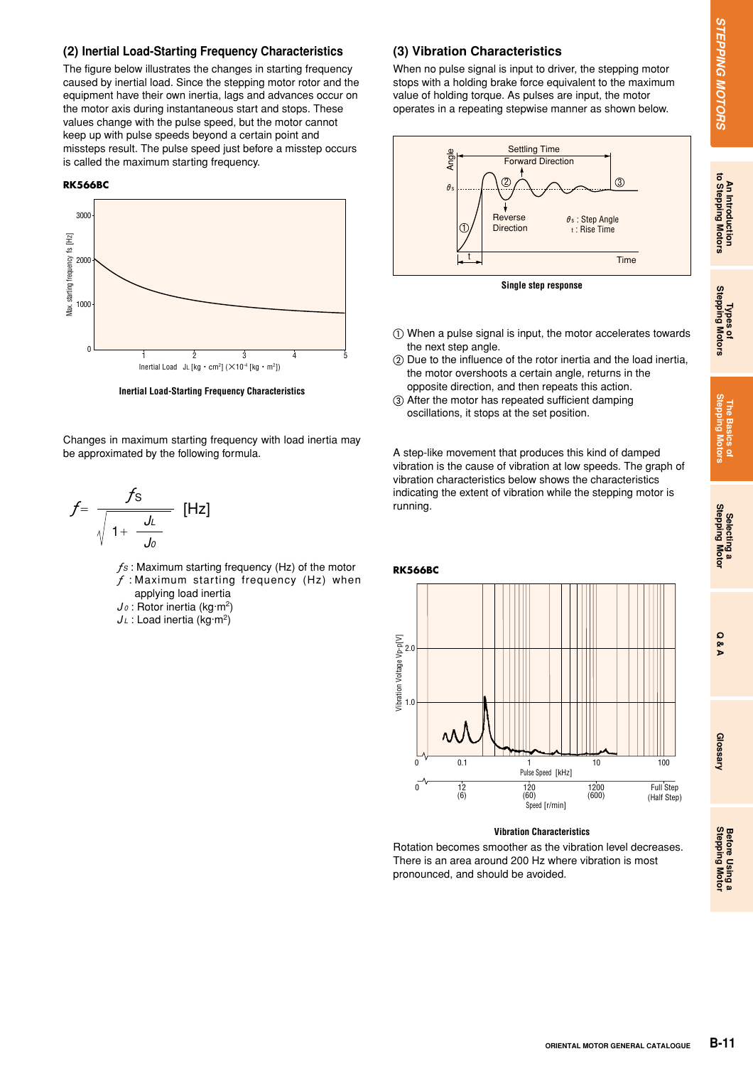## (2) Inertial Load-Starting Frequency Characteristics

The figure below illustrates the changes in starting frequency caused by inertial load. Since the stepping motor rotor and the equipment have their own inertia, lags and advances occur on the motor axis during instantaneous start and stops. These values change with the pulse speed, but the motor cannot keep up with pulse speeds beyond a certain point and missteps result. The pulse speed just before a misstep occurs is called the maximum starting frequency.

**RK566BC**

Inertial Load-Starting Frequency Characteristics

Changes in maximum starting frequency with load inertia may be approximated by the following formula.

$$f = \frac{f_S}{\sqrt{1 + \frac{J_L}{J_0}}} \text{ [Hz]}$$

$f_S$ : Maximum starting frequency (Hz) of the motor
$f$ : Maximum starting frequency (Hz) when applying load inertia
$J_0$ : Rotor inertia (kg·m$^2$)
$J_L$ : Load inertia (kg·m$^2$)

## (3) Vibration Characteristics

When no pulse signal is input to driver, the stepping motor stops with a holding brake force equivalent to the maximum value of holding torque. As pulses are input, the motor operates in a repeating stepwise manner as shown below.

Single step response

① When a pulse signal is input, the motor accelerates towards the next step angle.
② Due to the influence of the rotor inertia and the load inertia, the motor overshoots a certain angle, returns in the opposite direction, and then repeats this action.
③ After the motor has repeated sufficient damping oscillations, it stops at the set position.

A step-like movement that produces this kind of damped vibration is the cause of vibration at low speeds. The graph of vibration characteristics below shows the characteristics indicating the extent of vibration while the stepping motor is running.

**RK566BC**

Vibration Characteristics

Rotation becomes smoother as the vibration level decreases. There is an area around 200 Hz where vibration is most pronounced, and should be avoided.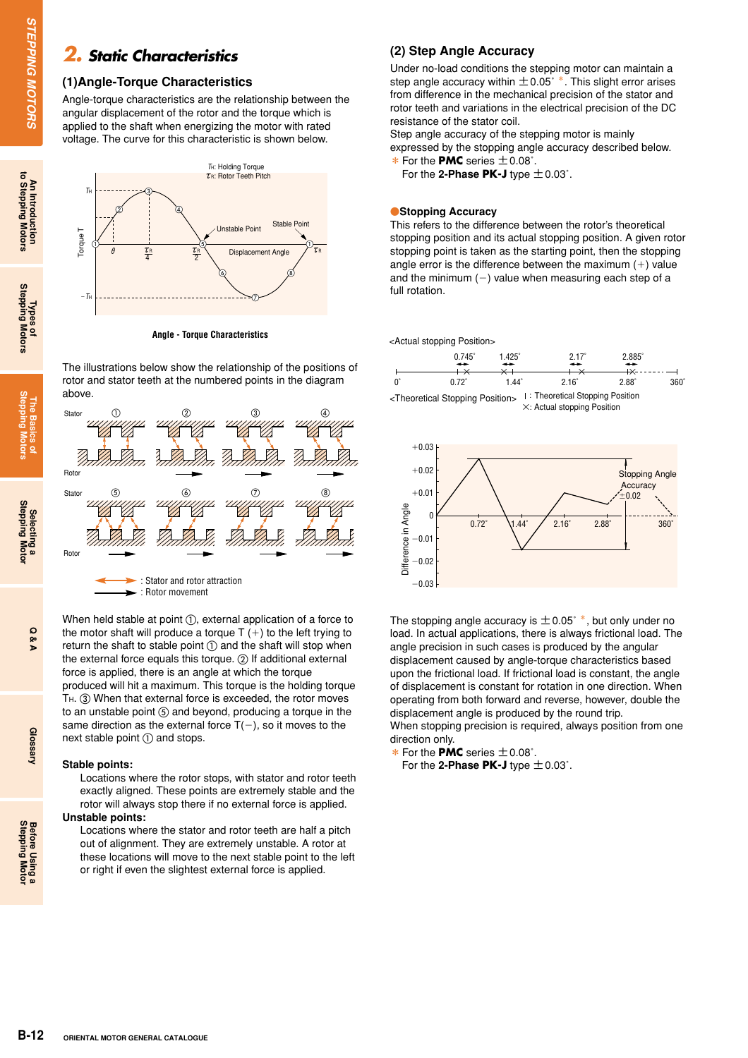## 2. Static Characteristics

### (1)Angle-Torque Characteristics

Angle-torque characteristics are the relationship between the angular displacement of the rotor and the torque which is applied to the shaft when energizing the motor with rated voltage. The curve for this characteristic is shown below.

Angle - Torque Characteristics

The illustrations below show the relationship of the positions of rotor and stator teeth at the numbered points in the diagram above.

When held stable at point ①, external application of a force to the motor shaft will produce a torque T (+) to the left trying to return the shaft to stable point ① and the shaft will stop when the external force equals this torque. ② If additional external force is applied, there is an angle at which the torque produced will hit a maximum. This torque is the holding torque $T_H$. ③ When that external force is exceeded, the rotor moves to an unstable point ⑤ and beyond, producing a torque in the same direction as the external force T(−), so it moves to the next stable point ① and stops.

**Stable points:**

Locations where the rotor stops, with stator and rotor teeth exactly aligned. These points are extremely stable and the rotor will always stop there if no external force is applied.

**Unstable points:**

Locations where the stator and rotor teeth are half a pitch out of alignment. They are extremely unstable. A rotor at these locations will move to the next stable point to the left or right if even the slightest external force is applied.

### (2) Step Angle Accuracy

Under no-load conditions the stepping motor can maintain a step angle accuracy within ±0.05° *. This slight error arises from difference in the mechanical precision of the stator and rotor teeth and variations in the electrical precision of the DC resistance of the stator coil.
Step angle accuracy of the stepping motor is mainly expressed by the stopping angle accuracy described below.

\* For the **PMC** series ±0.08°.
For the **2-Phase PK-J** type ±0.03°.

#### ●Stopping Accuracy

This refers to the difference between the rotor's theoretical stopping position and its actual stopping position. A given rotor stopping point is taken as the starting point, then the stopping angle error is the difference between the maximum (+) value and the minimum (−) value when measuring each step of a full rotation.

The stopping angle accuracy is ±0.05° *, but only under no load. In actual applications, there is always frictional load. The angle precision in such cases is produced by the angular displacement caused by angle-torque characteristics based upon the frictional load. If frictional load is constant, the angle of displacement is constant for rotation in one direction. When operating from both forward and reverse, however, double the displacement angle is produced by the round trip.
When stopping precision is required, always position from one direction only.

\* For the **PMC** series ±0.08°.
For the **2-Phase PK-J** type ±0.03°.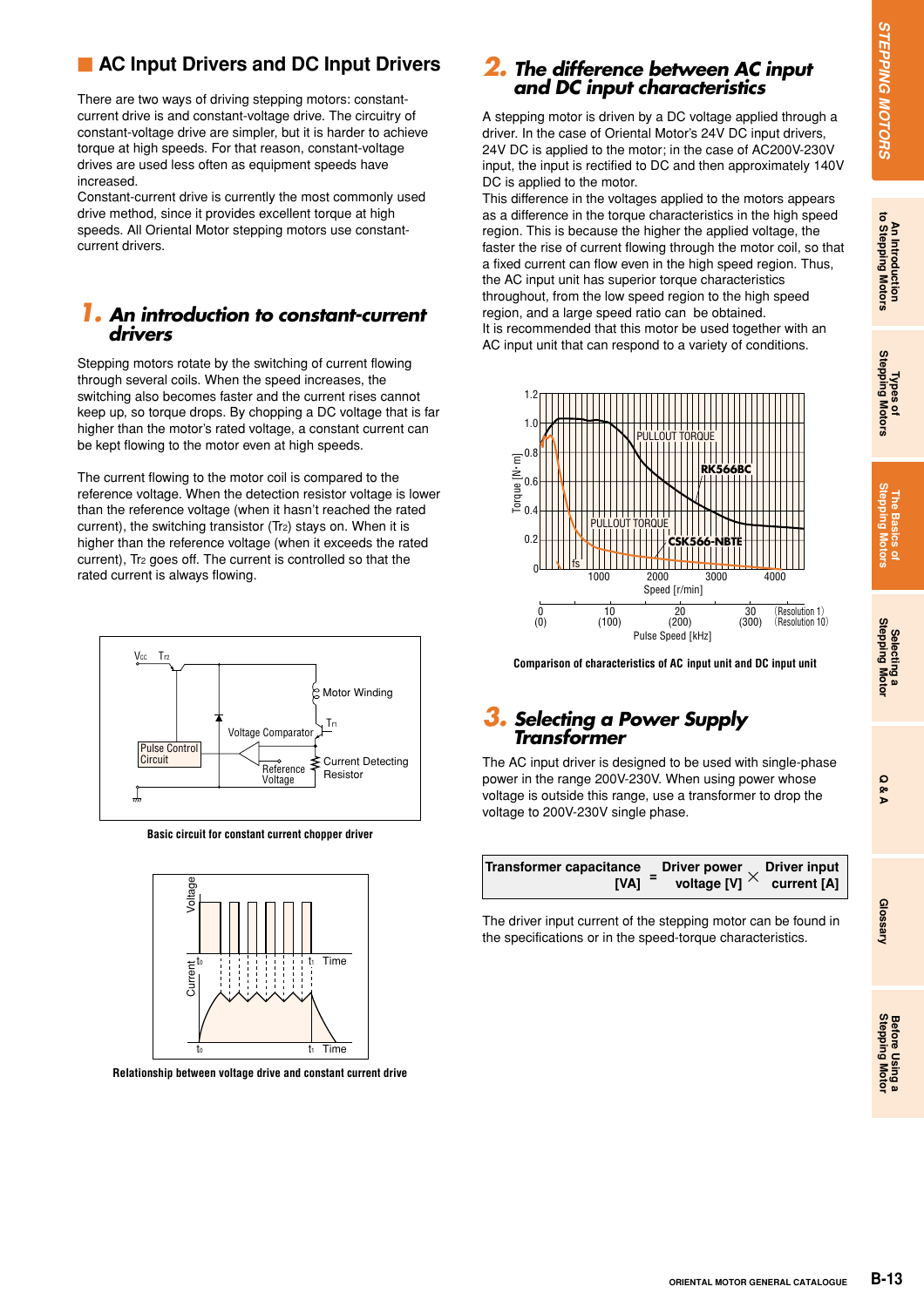## AC Input Drivers and DC Input Drivers

There are two ways of driving stepping motors: constant-current drive is and constant-voltage drive. The circuitry of constant-voltage drive are simpler, but it is harder to achieve torque at high speeds. For that reason, constant-voltage drives are used less often as equipment speeds have increased.
Constant-current drive is currently the most commonly used drive method, since it provides excellent torque at high speeds. All Oriental Motor stepping motors use constant-current drivers.

### 1. An introduction to constant-current drivers

Stepping motors rotate by the switching of current flowing through several coils. When the speed increases, the switching also becomes faster and the current rises cannot keep up, so torque drops. By chopping a DC voltage that is far higher than the motor's rated voltage, a constant current can be kept flowing to the motor even at high speeds.

The current flowing to the motor coil is compared to the reference voltage. When the detection resistor voltage is lower than the reference voltage (when it hasn't reached the rated current), the switching transistor ($Tr_2$) stays on. When it is higher than the reference voltage (when it exceeds the rated current), $Tr_2$ goes off. The current is controlled so that the rated current is always flowing.

Vcc Tr2
Motor Winding
Tr1
Voltage Comparator
Pulse Control Circuit
Current Detecting Resistor
Reference Voltage

Basic circuit for constant current chopper driver

Voltage
Current
t0 t1 Time
t0 t1 Time

Relationship between voltage drive and constant current drive

### 2. The difference between AC input and DC input characteristics

A stepping motor is driven by a DC voltage applied through a driver. In the case of Oriental Motor's 24V DC input drivers, 24V DC is applied to the motor; in the case of AC200V-230V input, the input is rectified to DC and then approximately 140V DC is applied to the motor.
This difference in the voltages applied to the motors appears as a difference in the torque characteristics in the high speed region. This is because the higher the applied voltage, the faster the rise of current flowing through the motor coil, so that a fixed current can flow even in the high speed region. Thus, the AC input unit has superior torque characteristics throughout, from the low speed region to the high speed region, and a large speed ratio can be obtained.
It is recommended that this motor be used together with an AC input unit that can respond to a variety of conditions.

Torque [N·m]
1.2
1.0
0.8
0.6
0.4
0.2
0
PULLOUT TORQUE
RK566BC
PULLOUT TORQUE
CSK566-NBTE
fs
1000 2000 3000 4000
Speed [r/min]
0 (0) 10 (100) 20 (200) 30 (300) (Resolution 1) (Resolution 10)
Pulse Speed [kHz]

Comparison of characteristics of AC input unit and DC input unit

### 3. Selecting a Power Supply Transformer

The AC input driver is designed to be used with single-phase power in the range 200V-230V. When using power whose voltage is outside this range, use a transformer to drop the voltage to 200V-230V single phase.

$$\text{Transformer capacitance [VA]} = \text{Driver power voltage [V]} \times \text{Driver input current [A]}$$

The driver input current of the stepping motor can be found in the specifications or in the speed-torque characteristics.